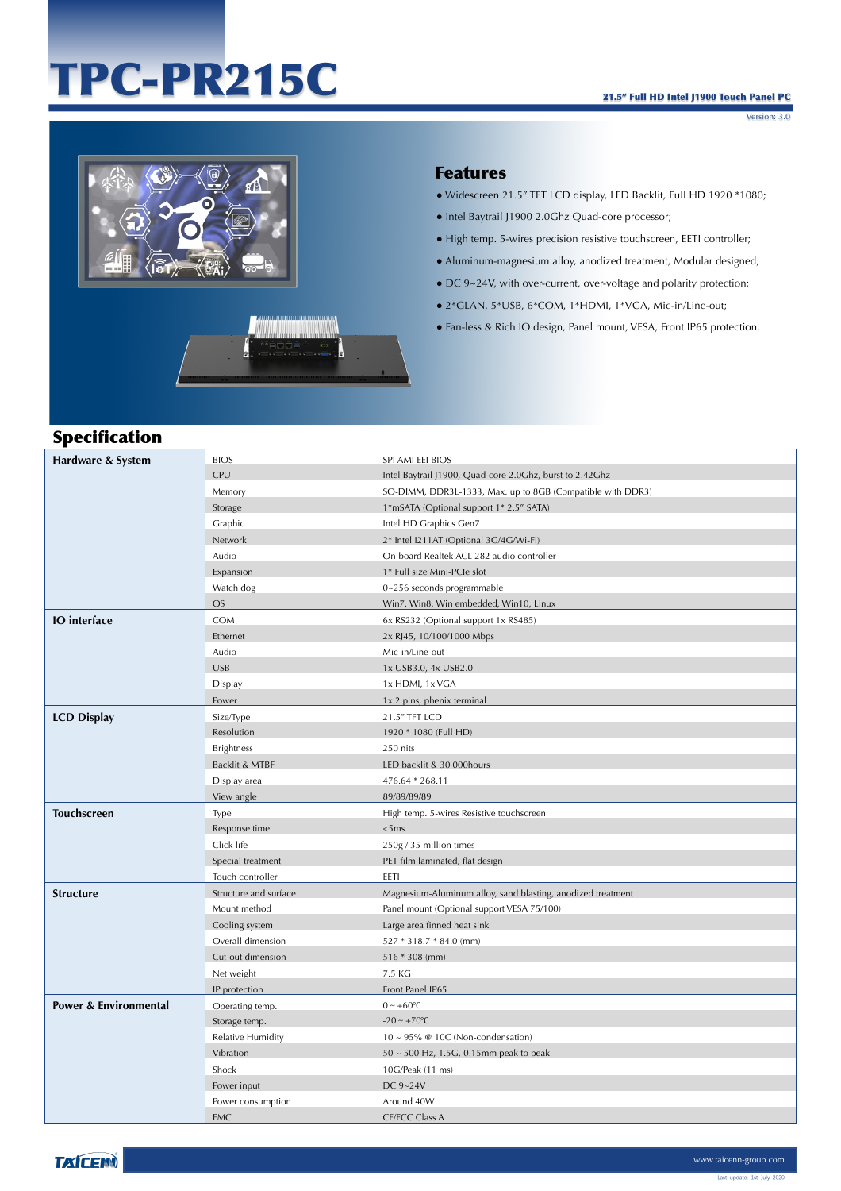# TPC-PR215C

**21.5" Full HD Intel J1900 Touch Panel PC**

Version: 3.0

## Features

- Widescreen 21.5" TFT LCD display, LED Backlit, Full HD 1920 *1080;
- Intel Baytrail J1900 2.0Ghz Quad-core processor;
- High temp. 5-wires precision resistive touchscreen, EETI controller;
- Aluminum-magnesium alloy, anodized treatment, Modular designed;
- DC 9~24V, with over-current, over-voltage and polarity protection;
- 2*GLAN, 5*USB, 6*COM, 1*HDMI, 1*VGA, Mic-in/Line-out;
- Fan-less & Rich IO design, Panel mount, VESA, Front IP65 protection.

## Specification

| Category | Item | Specification |
|---|---|---|
| **Hardware & System** | BIOS | SPI AMI EEI BIOS |
| | CPU | Intel Baytrail J1900, Quad-core 2.0Ghz, burst to 2.42Ghz |
| | Memory | SO-DIMM, DDR3L-1333, Max. up to 8GB (Compatible with DDR3) |
| | Storage | 1*mSATA (Optional support 1* 2.5" SATA) |
| | Graphic | Intel HD Graphics Gen7 |
| | Network | 2* Intel I211AT (Optional 3G/4G/Wi-Fi) |
| | Audio | On-board Realtek ACL 282 audio controller |
| | Expansion | 1* Full size Mini-PCIe slot |
| | Watch dog | 0~256 seconds programmable |
| | OS | Win7, Win8, Win embedded, Win10, Linux |
| **IO interface** | COM | 6x RS232 (Optional support 1x RS485) |
| | Ethernet | 2x RJ45, 10/100/1000 Mbps |
| | Audio | Mic-in/Line-out |
| | USB | 1x USB3.0, 4x USB2.0 |
| | Display | 1x HDMI, 1x VGA |
| | Power | 1x 2 pins, phenix terminal |
| **LCD Display** | Size/Type | 21.5" TFT LCD |
| | Resolution | 1920 * 1080 (Full HD) |
| | Brightness | 250 nits |
| | Backlit & MTBF | LED backlit & 30 000hours |
| | Display area | 476.64 * 268.11 |
| | View angle | 89/89/89/89 |
| **Touchscreen** | Type | High temp. 5-wires Resistive touchscreen |
| | Response time | <5ms |
| | Click life | 250g / 35 million times |
| | Special treatment | PET film laminated, flat design |
| | Touch controller | EETI |
| **Structure** | Structure and surface | Magnesium-Aluminum alloy, sand blasting, anodized treatment |
| | Mount method | Panel mount (Optional support VESA 75/100) |
| | Cooling system | Large area finned heat sink |
| | Overall dimension | 527 * 318.7 * 84.0 (mm) |
| | Cut-out dimension | 516 * 308 (mm) |
| | Net weight | 7.5 KG |
| | IP protection | Front Panel IP65 |
| **Power & Environmental** | Operating temp. | 0 ~ +60℃ |
| | Storage temp. | -20 ~ +70℃ |
| | Relative Humidity | 10 ~ 95% @ 10C (Non-condensation) |
| | Vibration | 50 ~ 500 Hz, 1.5G, 0.15mm peak to peak |
| | Shock | 10G/Peak (11 ms) |
| | Power input | DC 9~24V |
| | Power consumption | Around 40W |
| | EMC | CE/FCC Class A |

TAICENN

www.taicenn-group.com

Last update: 1st-July-2020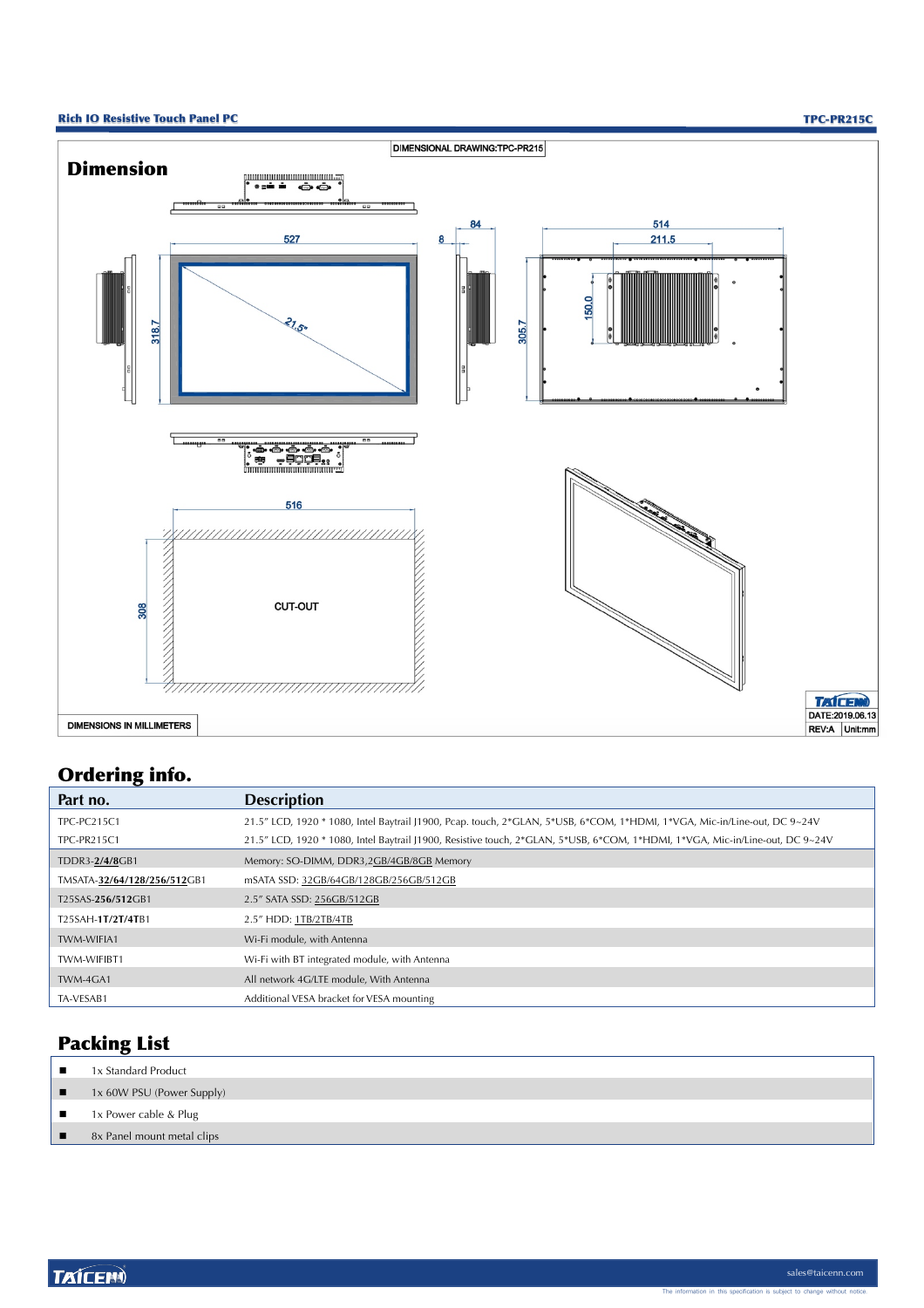## Dimension

DIMENSIONAL DRAWING:TPC-PR215

527

318.7

21.5"

8

84

514

211.5

150.0

305.7

516

308

CUT-OUT

DIMENSIONS IN MILLIMETERS

DATE:2019.06.13

REV:A

Unit:mm

## Ordering info.

| Part no. | Description |
|---|---|
| TPC-PC215C1 | 21.5" LCD, 1920 * 1080, Intel Baytrail J1900, Pcap. touch, 2*GLAN, 5*USB, 6*COM, 1*HDMI, 1*VGA, Mic-in/Line-out, DC 9~24V |
| TPC-PR215C1 | 21.5" LCD, 1920 * 1080, Intel Baytrail J1900, Resistive touch, 2*GLAN, 5*USB, 6*COM, 1*HDMI, 1*VGA, Mic-in/Line-out, DC 9~24V |
| TDDR3-**2/4/8**GB1 | Memory: SO-DIMM, DDR3,2GB/4GB/8GB Memory |
| TMSATA-**32/64/128/256/512**GB1 | mSATA SSD: 32GB/64GB/128GB/256GB/512GB |
| T25SAS-**256/512**GB1 | 2.5" SATA SSD: 256GB/512GB |
| T25SAH-**1T/2T/4T**B1 | 2.5" HDD: 1TB/2TB/4TB |
| TWM-WIFIA1 | Wi-Fi module, with Antenna |
| TWM-WIFIBT1 | Wi-Fi with BT integrated module, with Antenna |
| TWM-4GA1 | All network 4G/LTE module, With Antenna |
| TA-VESAB1 | Additional VESA bracket for VESA mounting |

## Packing List

- 1x Standard Product
- 1x 60W PSU (Power Supply)
- 1x Power cable & Plug
- 8x Panel mount metal clips

sales@taicenn.com

The information in this specification is subject to change without notice